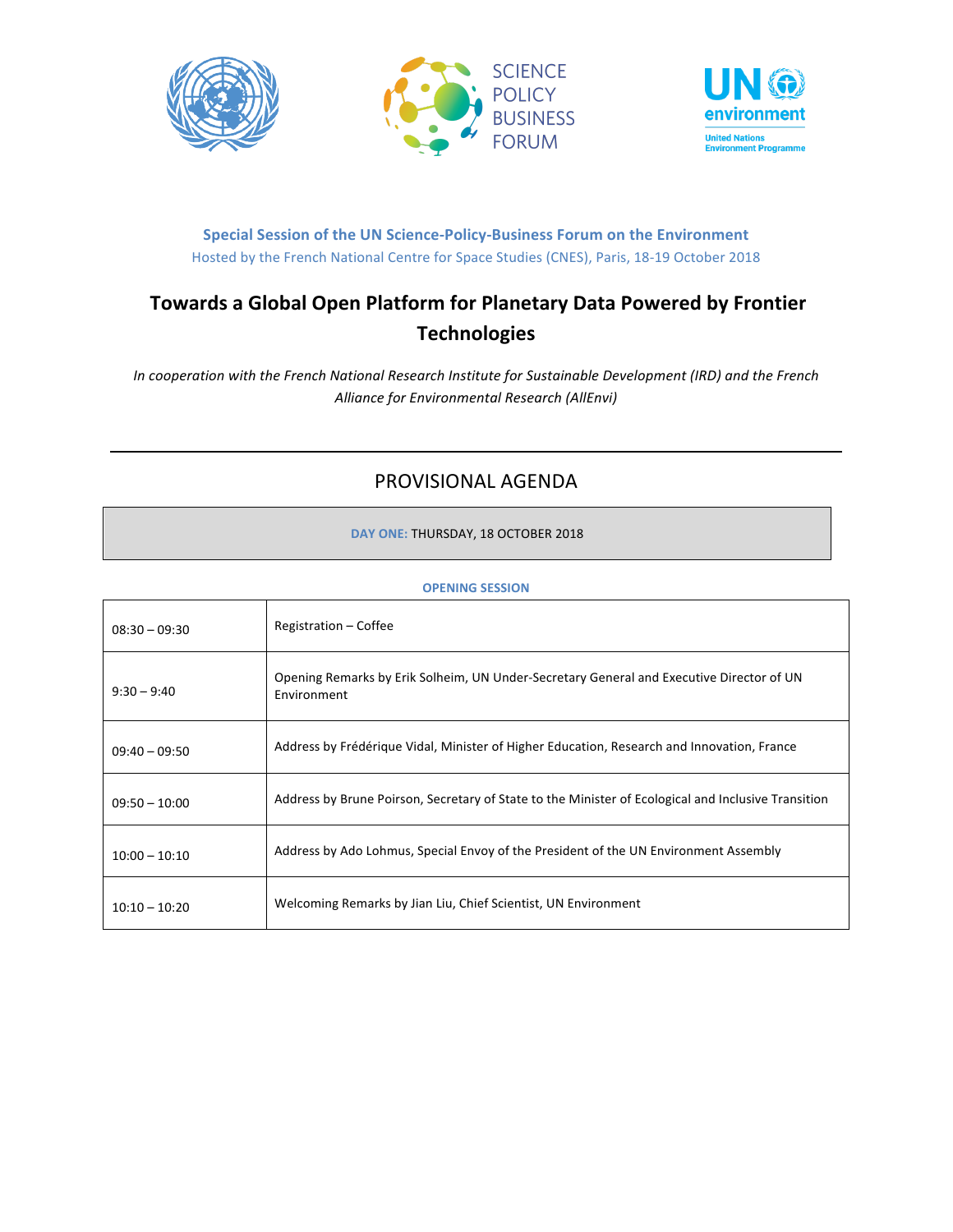SCIENCE POLICY BUSINESS FORUM

UN environment
United Nations Environment Programme

**Special Session of the UN Science-Policy-Business Forum on the Environment**

Hosted by the French National Centre for Space Studies (CNES), Paris, 18-19 October 2018

# Towards a Global Open Platform for Planetary Data Powered by Frontier Technologies

*In cooperation with the French National Research Institute for Sustainable Development (IRD) and the French Alliance for Environmental Research (AllEnvi)*

---

## PROVISIONAL AGENDA

**DAY ONE:** THURSDAY, 18 OCTOBER 2018

**OPENING SESSION**

| | |
|---|---|
| 08:30 – 09:30 | Registration – Coffee |
| 9:30 – 9:40 | Opening Remarks by Erik Solheim, UN Under-Secretary General and Executive Director of UN Environment |
| 09:40 – 09:50 | Address by Frédérique Vidal, Minister of Higher Education, Research and Innovation, France |
| 09:50 – 10:00 | Address by Brune Poirson, Secretary of State to the Minister of Ecological and Inclusive Transition |
| 10:00 – 10:10 | Address by Ado Lohmus, Special Envoy of the President of the UN Environment Assembly |
| 10:10 – 10:20 | Welcoming Remarks by Jian Liu, Chief Scientist, UN Environment |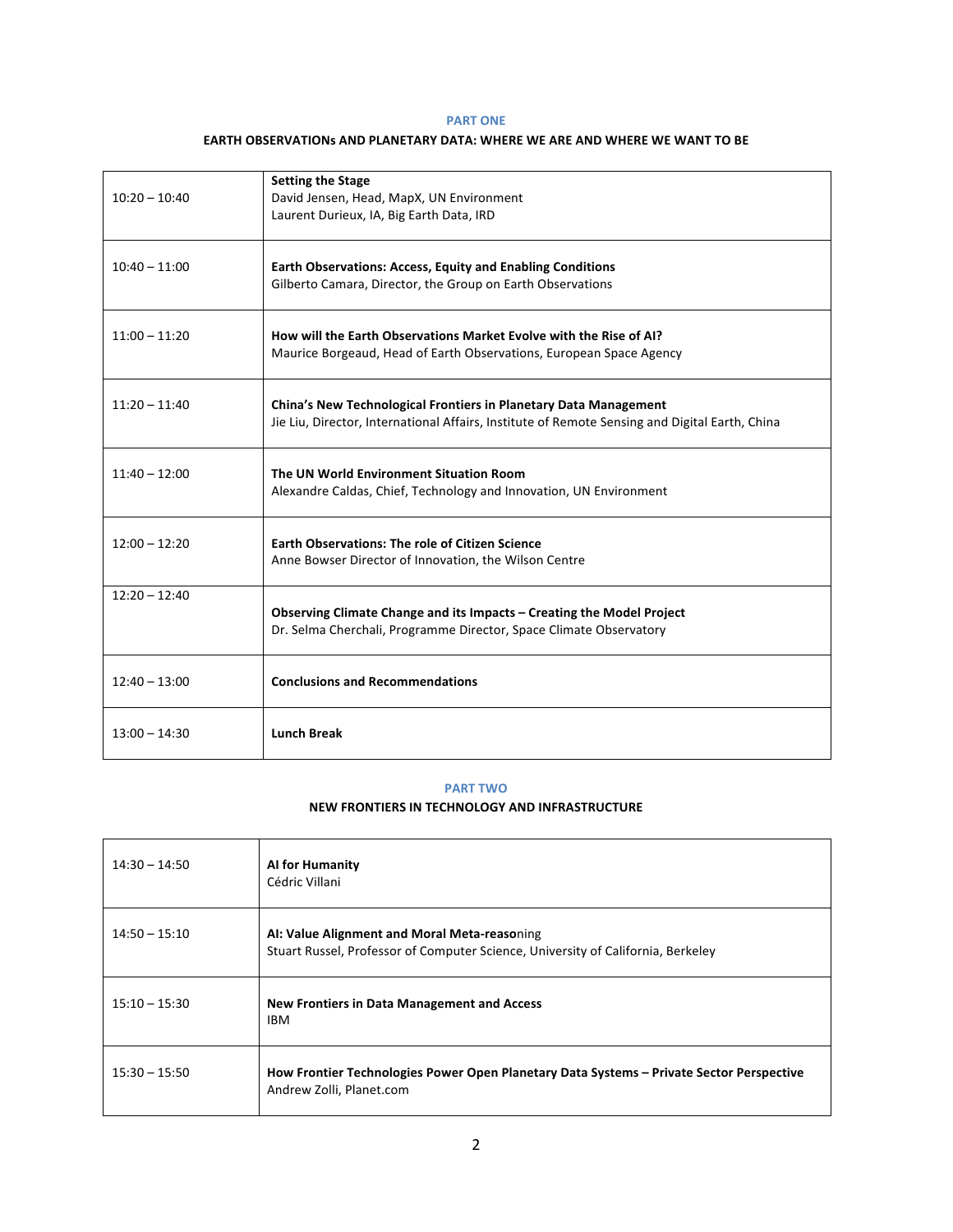**PART ONE**

**EARTH OBSERVATIONs AND PLANETARY DATA: WHERE WE ARE AND WHERE WE WANT TO BE**

| | |
|---|---|
| 10:20 – 10:40 | **Setting the Stage**<br>David Jensen, Head, MapX, UN Environment<br>Laurent Durieux, IA, Big Earth Data, IRD |
| 10:40 – 11:00 | **Earth Observations: Access, Equity and Enabling Conditions**<br>Gilberto Camara, Director, the Group on Earth Observations |
| 11:00 – 11:20 | **How will the Earth Observations Market Evolve with the Rise of AI?**<br>Maurice Borgeaud, Head of Earth Observations, European Space Agency |
| 11:20 – 11:40 | **China's New Technological Frontiers in Planetary Data Management**<br>Jie Liu, Director, International Affairs, Institute of Remote Sensing and Digital Earth, China |
| 11:40 – 12:00 | **The UN World Environment Situation Room**<br>Alexandre Caldas, Chief, Technology and Innovation, UN Environment |
| 12:00 – 12:20 | **Earth Observations: The role of Citizen Science**<br>Anne Bowser Director of Innovation, the Wilson Centre |
| 12:20 – 12:40 | **Observing Climate Change and its Impacts – Creating the Model Project**<br>Dr. Selma Cherchali, Programme Director, Space Climate Observatory |
| 12:40 – 13:00 | **Conclusions and Recommendations** |
| 13:00 – 14:30 | **Lunch Break** |

**PART TWO**

**NEW FRONTIERS IN TECHNOLOGY AND INFRASTRUCTURE**

| | |
|---|---|
| 14:30 – 14:50 | **AI for Humanity**<br>Cédric Villani |
| 14:50 – 15:10 | **AI: Value Alignment and Moral Meta-reaso**ning<br>Stuart Russel, Professor of Computer Science, University of California, Berkeley |
| 15:10 – 15:30 | **New Frontiers in Data Management and Access**<br>IBM |
| 15:30 – 15:50 | **How Frontier Technologies Power Open Planetary Data Systems – Private Sector Perspective**<br>Andrew Zolli, Planet.com |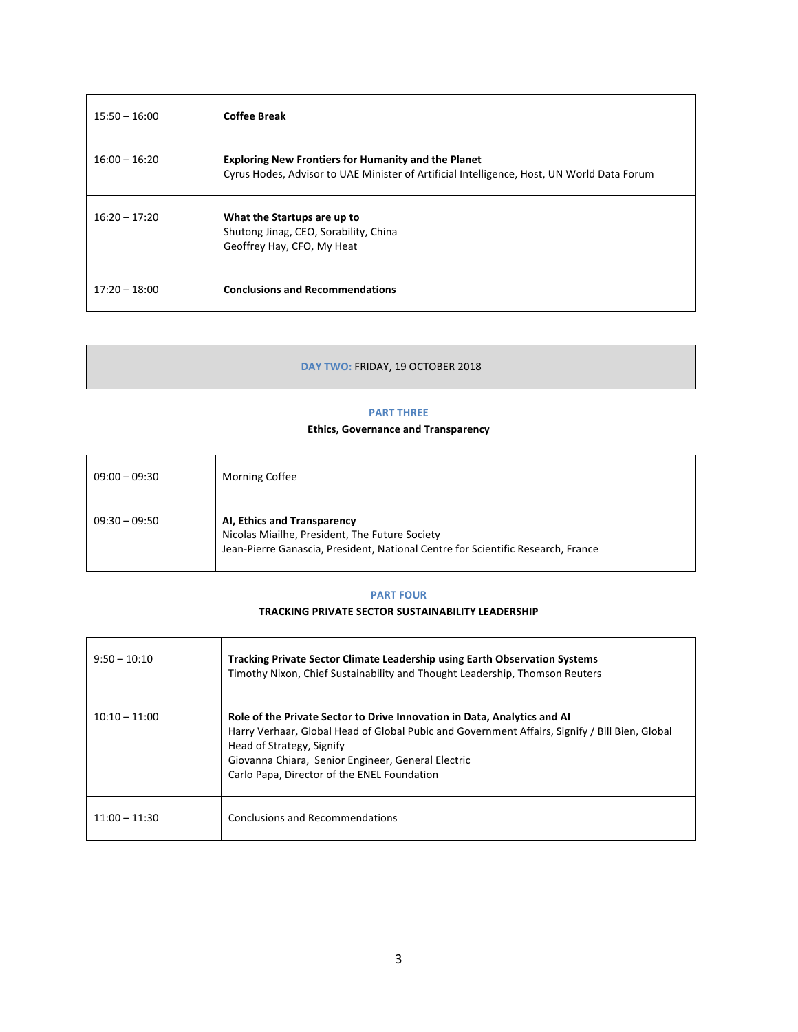| | |
|---|---|
| 15:50 – 16:00 | **Coffee Break** |
| 16:00 – 16:20 | **Exploring New Frontiers for Humanity and the Planet**<br>Cyrus Hodes, Advisor to UAE Minister of Artificial Intelligence, Host, UN World Data Forum |
| 16:20 – 17:20 | **What the Startups are up to**<br>Shutong Jinag, CEO, Sorability, China<br>Geoffrey Hay, CFO, My Heat |
| 17:20 – 18:00 | **Conclusions and Recommendations** |

**DAY TWO:** FRIDAY, 19 OCTOBER 2018

## PART THREE

### Ethics, Governance and Transparency

| | |
|---|---|
| 09:00 – 09:30 | Morning Coffee |
| 09:30 – 09:50 | **AI, Ethics and Transparency**<br>Nicolas Miailhe, President, The Future Society<br>Jean-Pierre Ganascia, President, National Centre for Scientific Research, France |

## PART FOUR

### TRACKING PRIVATE SECTOR SUSTAINABILITY LEADERSHIP

| | |
|---|---|
| 9:50 – 10:10 | **Tracking Private Sector Climate Leadership using Earth Observation Systems**<br>Timothy Nixon, Chief Sustainability and Thought Leadership, Thomson Reuters |
| 10:10 – 11:00 | **Role of the Private Sector to Drive Innovation in Data, Analytics and AI**<br>Harry Verhaar, Global Head of Global Pubic and Government Affairs, Signify / Bill Bien, Global Head of Strategy, Signify<br>Giovanna Chiara, Senior Engineer, General Electric<br>Carlo Papa, Director of the ENEL Foundation |
| 11:00 – 11:30 | Conclusions and Recommendations |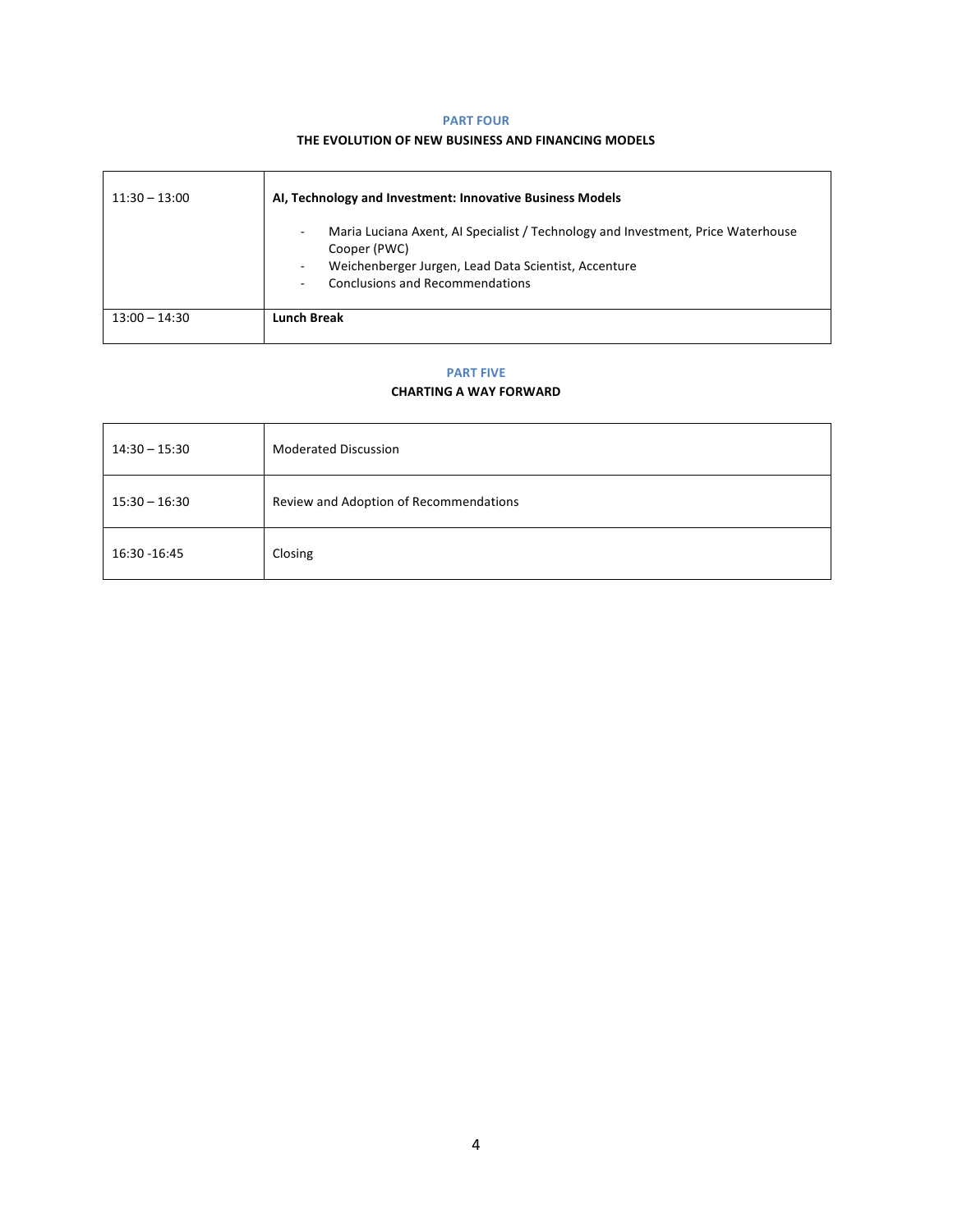**PART FOUR**

**THE EVOLUTION OF NEW BUSINESS AND FINANCING MODELS**

| | |
|---|---|
| 11:30 – 13:00 | **AI, Technology and Investment: Innovative Business Models**<br>- Maria Luciana Axent, AI Specialist / Technology and Investment, Price Waterhouse Cooper (PWC)<br>- Weichenberger Jurgen, Lead Data Scientist, Accenture<br>- Conclusions and Recommendations |
| 13:00 – 14:30 | **Lunch Break** |

**PART FIVE**

**CHARTING A WAY FORWARD**

| | |
|---|---|
| 14:30 – 15:30 | Moderated Discussion |
| 15:30 – 16:30 | Review and Adoption of Recommendations |
| 16:30 -16:45 | Closing |